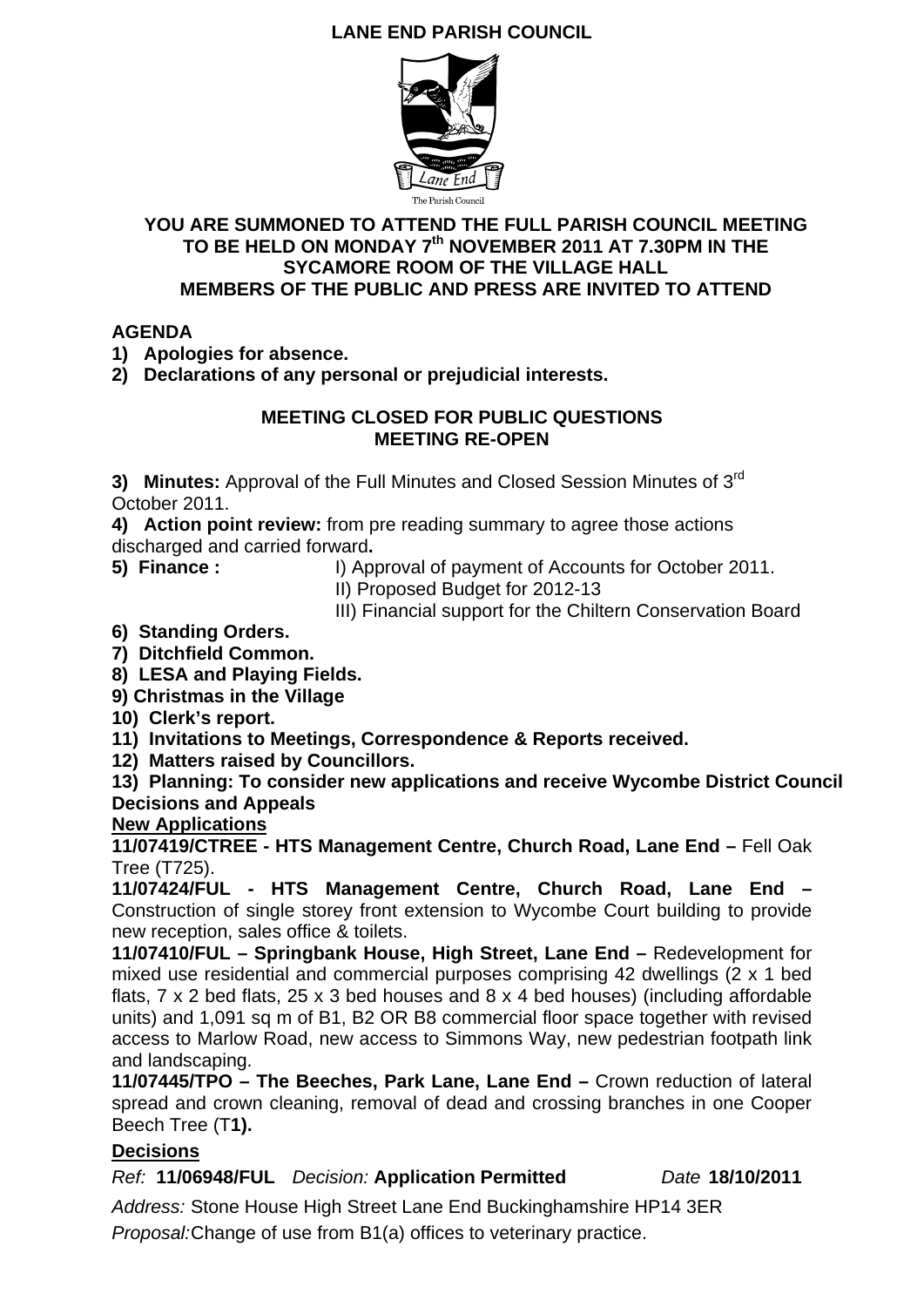# LANE END PARISH COUNCIL

The Parish Council

**YOU ARE SUMMONED TO ATTEND THE FULL PARISH COUNCIL MEETING TO BE HELD ON MONDAY 7th NOVEMBER 2011 AT 7.30PM IN THE SYCAMORE ROOM OF THE VILLAGE HALL**
**MEMBERS OF THE PUBLIC AND PRESS ARE INVITED TO ATTEND**

## AGENDA

1) **Apologies for absence.**
2) **Declarations of any personal or prejudicial interests.**

**MEETING CLOSED FOR PUBLIC QUESTIONS**
**MEETING RE-OPEN**

3) **Minutes:** Approval of the Full Minutes and Closed Session Minutes of 3rd October 2011.
4) **Action point review:** from pre reading summary to agree those actions discharged and carried forward**.**
5) **Finance :** I) Approval of payment of Accounts for October 2011.
   II) Proposed Budget for 2012-13
   III) Financial support for the Chiltern Conservation Board
6) **Standing Orders.**
7) **Ditchfield Common.**
8) **LESA and Playing Fields.**
9) **Christmas in the Village**
10) **Clerk's report.**
11) **Invitations to Meetings, Correspondence & Reports received.**
12) **Matters raised by Councillors.**
13) **Planning: To consider new applications and receive Wycombe District Council Decisions and Appeals**

**New Applications**

**11/07419/CTREE - HTS Management Centre, Church Road, Lane End –** Fell Oak Tree (T725).

**11/07424/FUL - HTS Management Centre, Church Road, Lane End –** Construction of single storey front extension to Wycombe Court building to provide new reception, sales office & toilets.

**11/07410/FUL – Springbank House, High Street, Lane End –** Redevelopment for mixed use residential and commercial purposes comprising 42 dwellings (2 x 1 bed flats, 7 x 2 bed flats, 25 x 3 bed houses and 8 x 4 bed houses) (including affordable units) and 1,091 sq m of B1, B2 OR B8 commercial floor space together with revised access to Marlow Road, new access to Simmons Way, new pedestrian footpath link and landscaping.

**11/07445/TPO – The Beeches, Park Lane, Lane End –** Crown reduction of lateral spread and crown cleaning, removal of dead and crossing branches in one Cooper Beech Tree (T**1).**

**Decisions**

*Ref:* **11/06948/FUL** *Decision:* **Application Permitted** *Date* **18/10/2011**

*Address:* Stone House High Street Lane End Buckinghamshire HP14 3ER

*Proposal:* Change of use from B1(a) offices to veterinary practice.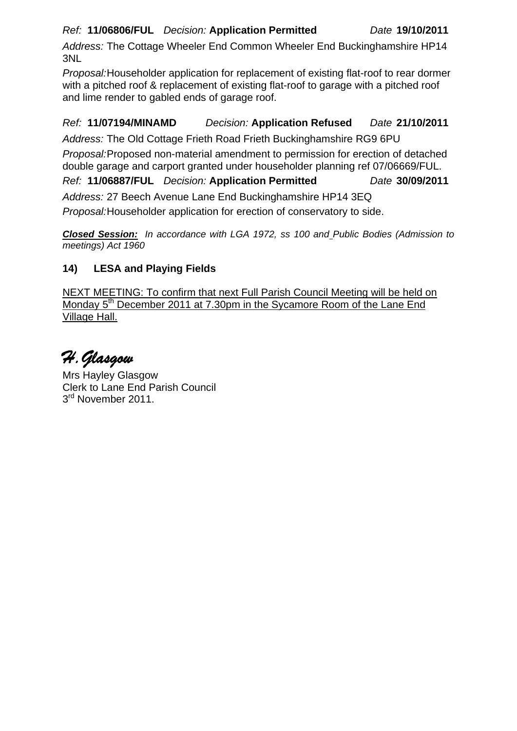*Ref:* **11/06806/FUL** *Decision:* **Application Permitted** *Date* **19/10/2011**

*Address:* The Cottage Wheeler End Common Wheeler End Buckinghamshire HP14 3NL

*Proposal:* Householder application for replacement of existing flat-roof to rear dormer with a pitched roof & replacement of existing flat-roof to garage with a pitched roof and lime render to gabled ends of garage roof.

*Ref:* **11/07194/MINAMD** *Decision:* **Application Refused** *Date* **21/10/2011**

*Address:* The Old Cottage Frieth Road Frieth Buckinghamshire RG9 6PU

*Proposal:* Proposed non-material amendment to permission for erection of detached double garage and carport granted under householder planning ref 07/06669/FUL.

*Ref:* **11/06887/FUL** *Decision:* **Application Permitted** *Date* **30/09/2011**

*Address:* 27 Beech Avenue Lane End Buckinghamshire HP14 3EQ

*Proposal:* Householder application for erection of conservatory to side.

***Closed Session:*** *In accordance with LGA 1972, ss 100 and Public Bodies (Admission to meetings) Act 1960*

**14) LESA and Playing Fields**

NEXT MEETING: To confirm that next Full Parish Council Meeting will be held on Monday 5th December 2011 at 7.30pm in the Sycamore Room of the Lane End Village Hall.

*H.Glasgow*

Mrs Hayley Glasgow
Clerk to Lane End Parish Council
3rd November 2011.